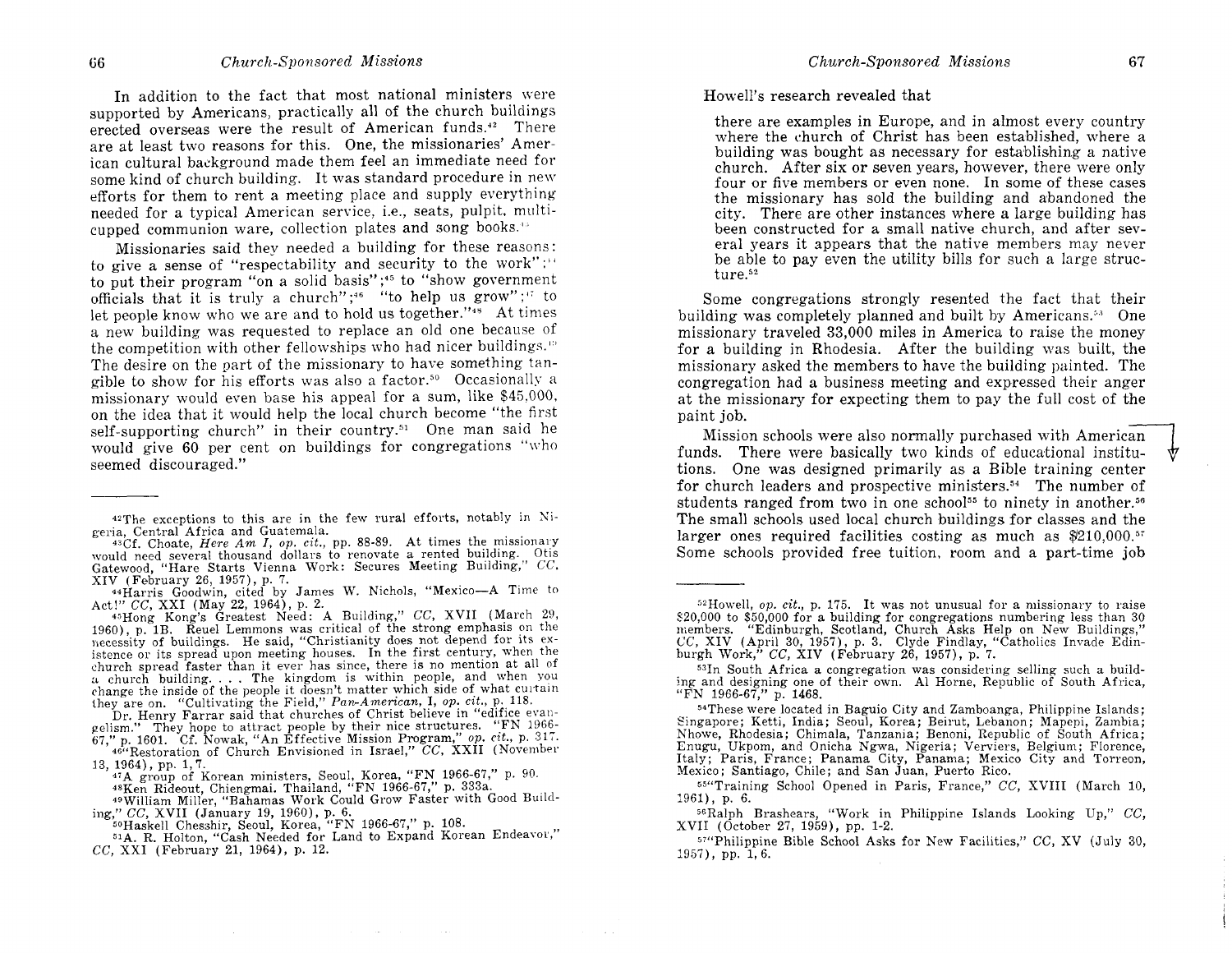In addition to the fact that most national ministers were supported by Americans, practically all of the church buildings erected overseas were the result of American funds.[42] There are at least two reasons for this. One, the missionaries' American cultural background made them feel an immediate need for some kind of church building. It was standard procedure in new efforts for them to rent a meeting place and supply everything needed for a typical American service, i.e., seats, pulpit, multi-cupped communion ware, collection plates and song books.[43]

Missionaries said they needed a building for these reasons: to give a sense of "respectability and security to the work";[44] to put their program "on a solid basis";[45] to "show government officials that it is truly a church";[46] "to help us grow";[47] to let people know who we are and to hold us together."[48] At times a new building was requested to replace an old one because of the competition with other fellowships who had nicer buildings.[49] The desire on the part of the missionary to have something tangible to show for his efforts was also a factor.[50] Occasionally a missionary would even base his appeal for a sum, like $45,000, on the idea that it would help the local church become "the first self-supporting church" in their country.[51] One man said he would give 60 per cent on buildings for congregations "who seemed discouraged."

---

[42]The exceptions to this are in the few rural efforts, notably in Nigeria, Central Africa and Guatemala.

[43]Cf. Choate, *Here Am I*, *op. cit.*, pp. 88-89. At times the missionary would need several thousand dollars to renovate a rented building. Otis Gatewood, "Hare Starts Vienna Work: Secures Meeting Building," *CC*, XIV (February 26, 1957), p. 7.

[44]Harris Goodwin, cited by James W. Nichols, "Mexico—A Time to Act!" *CC*, XXI (May 22, 1964), p. 2.

[45]"Hong Kong's Greatest Need: A Building," *CC*, XVII (March 29, 1960), p. 1B. Reuel Lemmons was critical of the strong emphasis on the necessity of buildings. He said, "Christianity does not depend for its existence or its spread upon meeting houses. In the first century, when the church spread faster than it ever has since, there is no mention at all of a church building. . . . The kingdom is within people, and when you change the inside of the people it doesn't matter which side of what curtain they are on. "Cultivating the Field," *Pan-American*, I, *op. cit.*, p. 118.

Dr. Henry Farrar said that churches of Christ believe in "edifice evangelism." They hope to attract people by their nice structures. "FN 1966-67," p. 1601. Cf. Nowak, "An Effective Mission Program," *op. cit.*, p. 317.

[46]"Restoration of Church Envisioned in Israel," *CC*, XXII (November 13, 1964), pp. 1, 7.

[47]A group of Korean ministers, Seoul, Korea, "FN 1966-67," p. 90.

[48]Ken Rideout, Chiengmai, Thailand, "FN 1966-67," p. 333a.

[49]William Miller, "Bahamas Work Could Grow Faster with Good Building," *CC*, XVII (January 19, 1960), p. 6.

[50]Haskell Chesshir, Seoul, Korea, "FN 1966-67," p. 108.

[51]A. R. Holton, "Cash Needed for Land to Expand Korean Endeavor," *CC*, XXI (February 21, 1964), p. 12.

Howell's research revealed that

> there are examples in Europe, and in almost every country where the church of Christ has been established, where a building was bought as necessary for establishing a native church. After six or seven years, however, there were only four or five members or even none. In some of these cases the missionary has sold the building and abandoned the city. There are other instances where a large building has been constructed for a small native church, and after several years it appears that the native members may never be able to pay even the utility bills for such a large structure.[52]

Some congregations strongly resented the fact that their building was completely planned and built by Americans.[53] One missionary traveled 33,000 miles in America to raise the money for a building in Rhodesia. After the building was built, the missionary asked the members to have the building painted. The congregation had a business meeting and expressed their anger at the missionary for expecting them to pay the full cost of the paint job.

Mission schools were also normally purchased with American funds. There were basically two kinds of educational institutions. One was designed primarily as a Bible training center for church leaders and prospective ministers.[54] The number of students ranged from two in one school[55] to ninety in another.[56] The small schools used local church buildings for classes and the larger ones required facilities costing as much as $210,000.[57] Some schools provided free tuition, room and a part-time job

---

[52]Howell, *op. cit.*, p. 175. It was not unusual for a missionary to raise $20,000 to $50,000 for a building for congregations numbering less than 30 members. "Edinburgh, Scotland, Church Asks Help on New Buildings," *CC*, XIV (April 30, 1957), p. 3. Clyde Findlay, "Catholics Invade Edinburgh Work," *CC*, XIV (February 26, 1957), p. 7.

[53]In South Africa a congregation was considering selling such a building and designing one of their own. Al Horne, Republic of South Africa, "FN 1966-67," p. 1468.

[54]These were located in Baguio City and Zamboanga, Philippine Islands; Singapore; Ketti, India; Seoul, Korea; Beirut, Lebanon; Mapepi, Zambia; Nhowe, Rhodesia; Chimala, Tanzania; Benoni, Republic of South Africa; Enugu, Ukpom, and Onicha Ngwa, Nigeria; Verviers, Belgium; Florence, Italy; Paris, France; Panama City, Panama; Mexico City and Torreon, Mexico; Santiago, Chile; and San Juan, Puerto Rico.

[55]"Training School Opened in Paris, France," *CC*, XVIII (March 10, 1961), p. 6.

[56]Ralph Brashears, "Work in Philippine Islands Looking Up," *CC*, XVII (October 27, 1959), pp. 1-2.

[57]"Philippine Bible School Asks for New Facilities," *CC*, XV (July 30, 1957), pp. 1, 6.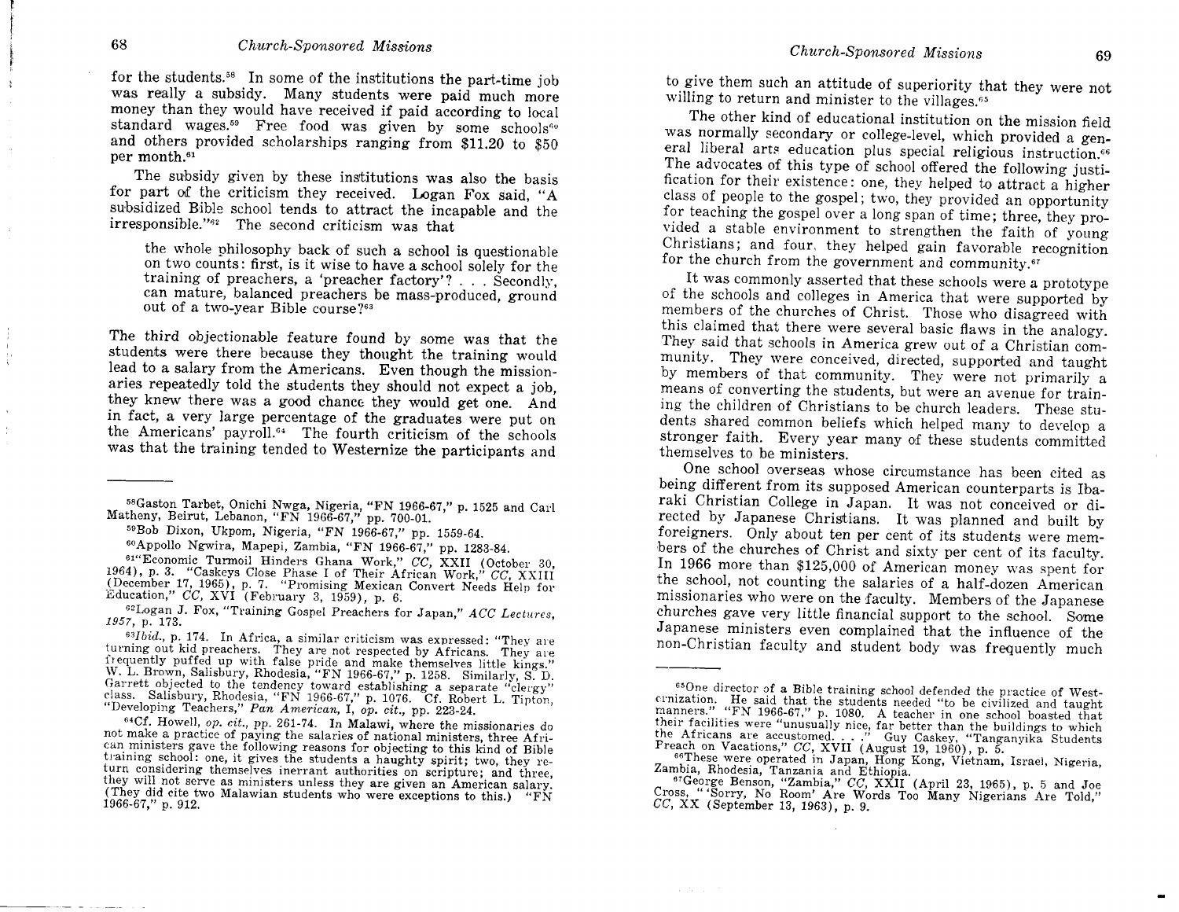for the students.[58] In some of the institutions the part-time job was really a subsidy. Many students were paid much more money than they would have received if paid according to local standard wages.[59] Free food was given by some schools[60] and others provided scholarships ranging from $11.20 to $50 per month.[61]

The subsidy given by these institutions was also the basis for part of the criticism they received. Logan Fox said, "A subsidized Bible school tends to attract the incapable and the irresponsible."[62] The second criticism was that

> the whole philosophy back of such a school is questionable on two counts: first, is it wise to have a school solely for the training of preachers, a 'preacher factory'? . . . Secondly, can mature, balanced preachers be mass-produced, ground out of a two-year Bible course?[63]

The third objectionable feature found by some was that the students were there because they thought the training would lead to a salary from the Americans. Even though the missionaries repeatedly told the students they should not expect a job, they knew there was a good chance they would get one. And in fact, a very large percentage of the graduates were put on the Americans' payroll.[64] The fourth criticism of the schools was that the training tended to Westernize the participants and to give them such an attitude of superiority that they were not willing to return and minister to the villages.[65]

The other kind of educational institution on the mission field was normally secondary or college-level, which provided a general liberal arts education plus special religious instruction.[66] The advocates of this type of school offered the following justification for their existence: one, they helped to attract a higher class of people to the gospel; two, they provided an opportunity for teaching the gospel over a long span of time; three, they provided a stable environment to strengthen the faith of young Christians; and four, they helped gain favorable recognition for the church from the government and community.[67]

It was commonly asserted that these schools were a prototype of the schools and colleges in America that were supported by members of the churches of Christ. Those who disagreed with this claimed that there were several basic flaws in the analogy. They said that schools in America grew out of a Christian community. They were conceived, directed, supported and taught by members of that community. They were not primarily a means of converting the students, but were an avenue for training the children of Christians to be church leaders. These students shared common beliefs which helped many to develop a stronger faith. Every year many of these students committed themselves to be ministers.

One school overseas whose circumstance has been cited as being different from its supposed American counterparts is Ibaraki Christian College in Japan. It was not conceived or directed by Japanese Christians. It was planned and built by foreigners. Only about ten per cent of its students were members of the churches of Christ and sixty per cent of its faculty. In 1966 more than $125,000 of American money was spent for the school, not counting the salaries of a half-dozen American missionaries who were on the faculty. Members of the Japanese churches gave very little financial support to the school. Some Japanese ministers even complained that the influence of the non-Christian faculty and student body was frequently much

---

[58] Gaston Tarbet, Onichi Nwga, Nigeria, "FN 1966-67," p. 1525 and Carl Matheny, Beirut, Lebanon, "FN 1966-67," pp. 700-01.

[59] Bob Dixon, Ukpom, Nigeria, "FN 1966-67," pp. 1559-64.

[60] Appollo Ngwira, Mapepi, Zambia, "FN 1966-67," pp. 1283-84.

[61] "Economic Turmoil Hinders Ghana Work," *CC*, XXII (October 30, 1964), p. 3. "Caskeys Close Phase I of Their African Work," *CC*, XXIII (December 17, 1965), p. 7. "Promising Mexican Convert Needs Help for Education," *CC*, XVI (February 3, 1959), p. 6.

[62] Logan J. Fox, "Training Gospel Preachers for Japan," *ACC Lectures, 1957*, p. 173.

[63] *Ibid.*, p. 174. In Africa, a similar criticism was expressed: "They are turning out kid preachers. They are not respected by Africans. They are frequently puffed up with false pride and make themselves little kings." W. L. Brown, Salisbury, Rhodesia, "FN 1966-67," p. 1258. Similarly, S. D. Garrett objected to the tendency toward establishing a separate "clergy" class. Salisbury, Rhodesia, "FN 1966-67," p. 1076. Cf. Robert L. Tipton, "Developing Teachers," *Pan American*, I, *op. cit.*, pp. 223-24.

[64] Cf. Howell, *op. cit.*, pp. 261-74. In Malawi, where the missionaries do not make a practice of paying the salaries of national ministers, three African ministers gave the following reasons for objecting to this kind of Bible training school: one, it gives the students a haughty spirit; two, they return considering themselves inerrant authorities on scripture; and three, they will not serve as ministers unless they are given an American salary. (They did cite two Malawian students who were exceptions to this.) "FN 1966-67," p. 912.

[65] One director of a Bible training school defended the practice of Westernization. He said that the students needed "to be civilized and taught manners." "FN 1966-67," p. 1080. A teacher in one school boasted that their facilities were "unusually nice, far better than the buildings to which the Africans are accustomed. . . ." Guy Caskey, "Tanganyika Students Preach on Vacations," *CC*, XVII (August 19, 1960), p. 5.

[66] These were operated in Japan, Hong Kong, Vietnam, Israel, Nigeria, Zambia, Rhodesia, Tanzania and Ethiopia.

[67] George Benson, "Zambia," *CC*, XXII (April 23, 1965), p. 5 and Joe Cross, "'Sorry, No Room' Are Words Too Many Nigerians Are Told," *CC*, XX (September 13, 1963), p. 9.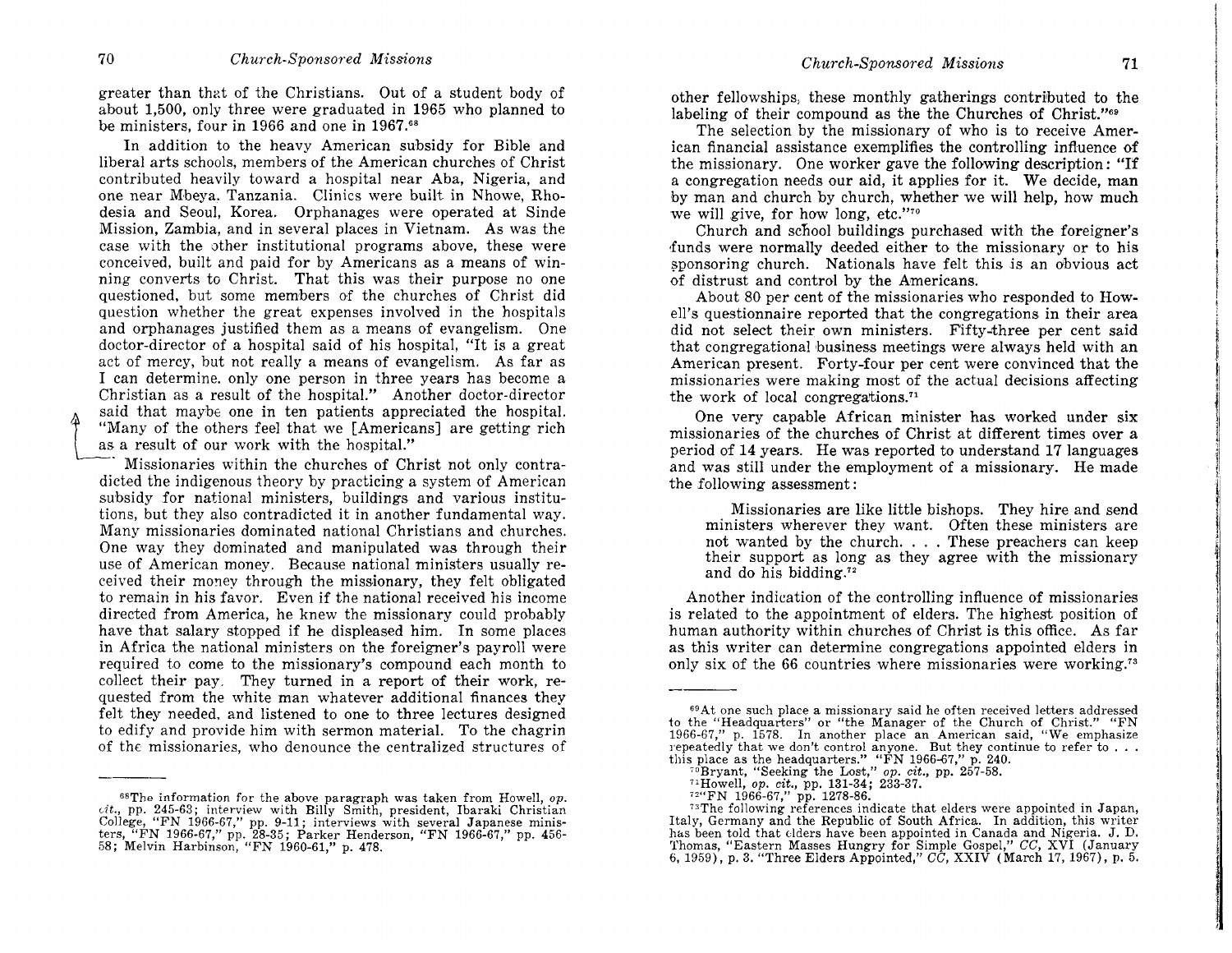greater than that of the Christians. Out of a student body of about 1,500, only three were graduated in 1965 who planned to be ministers, four in 1966 and one in 1967.[68]

In addition to the heavy American subsidy for Bible and liberal arts schools, members of the American churches of Christ contributed heavily toward a hospital near Aba, Nigeria, and one near Mbeya, Tanzania. Clinics were built in Nhowe, Rhodesia and Seoul, Korea. Orphanages were operated at Sinde Mission, Zambia, and in several places in Vietnam. As was the case with the other institutional programs above, these were conceived, built and paid for by Americans as a means of winning converts to Christ. That this was their purpose no one questioned, but some members of the churches of Christ did question whether the great expenses involved in the hospitals and orphanages justified them as a means of evangelism. One doctor-director of a hospital said of his hospital, "It is a great act of mercy, but not really a means of evangelism. As far as I can determine, only one person in three years has become a Christian as a result of the hospital." Another doctor-director said that maybe one in ten patients appreciated the hospital. "Many of the others feel that we [Americans] are getting rich as a result of our work with the hospital."

Missionaries within the churches of Christ not only contradicted the indigenous theory by practicing a system of American subsidy for national ministers, buildings and various institutions, but they also contradicted it in another fundamental way. Many missionaries dominated national Christians and churches. One way they dominated and manipulated was through their use of American money. Because national ministers usually received their money through the missionary, they felt obligated to remain in his favor. Even if the national received his income directed from America, he knew the missionary could probably have that salary stopped if he displeased him. In some places in Africa the national ministers on the foreigner's payroll were required to come to the missionary's compound each month to collect their pay. They turned in a report of their work, requested from the white man whatever additional finances they felt they needed, and listened to one to three lectures designed to edify and provide him with sermon material. To the chagrin of the missionaries, who denounce the centralized structures of other fellowships, these monthly gatherings contributed to the labeling of their compound as the the Churches of Christ."[69]

The selection by the missionary of who is to receive American financial assistance exemplifies the controlling influence of the missionary. One worker gave the following description: "If a congregation needs our aid, it applies for it. We decide, man by man and church by church, whether we will help, how much we will give, for how long, etc."[70]

Church and school buildings purchased with the foreigner's funds were normally deeded either to the missionary or to his sponsoring church. Nationals have felt this is an obvious act of distrust and control by the Americans.

About 80 per cent of the missionaries who responded to Howell's questionnaire reported that the congregations in their area did not select their own ministers. Fifty-three per cent said that congregational business meetings were always held with an American present. Forty-four per cent were convinced that the missionaries were making most of the actual decisions affecting the work of local congregations.[71]

One very capable African minister has worked under six missionaries of the churches of Christ at different times over a period of 14 years. He was reported to understand 17 languages and was still under the employment of a missionary. He made the following assessment:

> Missionaries are like little bishops. They hire and send ministers wherever they want. Often these ministers are not wanted by the church. . . . These preachers can keep their support as long as they agree with the missionary and do his bidding.[72]

Another indication of the controlling influence of missionaries is related to the appointment of elders. The highest position of human authority within churches of Christ is this office. As far as this writer can determine congregations appointed elders in only six of the 66 countries where missionaries were working.[73]

---

[68]The information for the above paragraph was taken from Howell, *op. cit.*, pp. 245-63; interview with Billy Smith, president, Ibaraki Christian College, "FN 1966-67," pp. 9-11; interviews with several Japanese ministers, "FN 1966-67," pp. 28-35; Parker Henderson, "FN 1966-67," pp. 456-58; Melvin Harbinson, "FN 1960-61," p. 478.

[69]At one such place a missionary said he often received letters addressed to the "Headquarters" or "the Manager of the Church of Christ." "FN 1966-67," p. 1578. In another place an American said, "We emphasize repeatedly that we don't control anyone. But they continue to refer to . . . this place as the headquarters." "FN 1966-67," p. 240.

[70]Bryant, "Seeking the Lost," *op. cit.*, pp. 257-58.

[71]Howell, *op. cit.*, pp. 131-34; 233-37.

[72]"FN 1966-67," pp. 1278-86.

[73]The following references indicate that elders were appointed in Japan, Italy, Germany and the Republic of South Africa. In addition, this writer has been told that elders have been appointed in Canada and Nigeria. J. D. Thomas, "Eastern Masses Hungry for Simple Gospel," *CC*, XVI (January 6, 1959), p. 3. "Three Elders Appointed," *CC*, XXIV (March 17, 1967), p. 5.